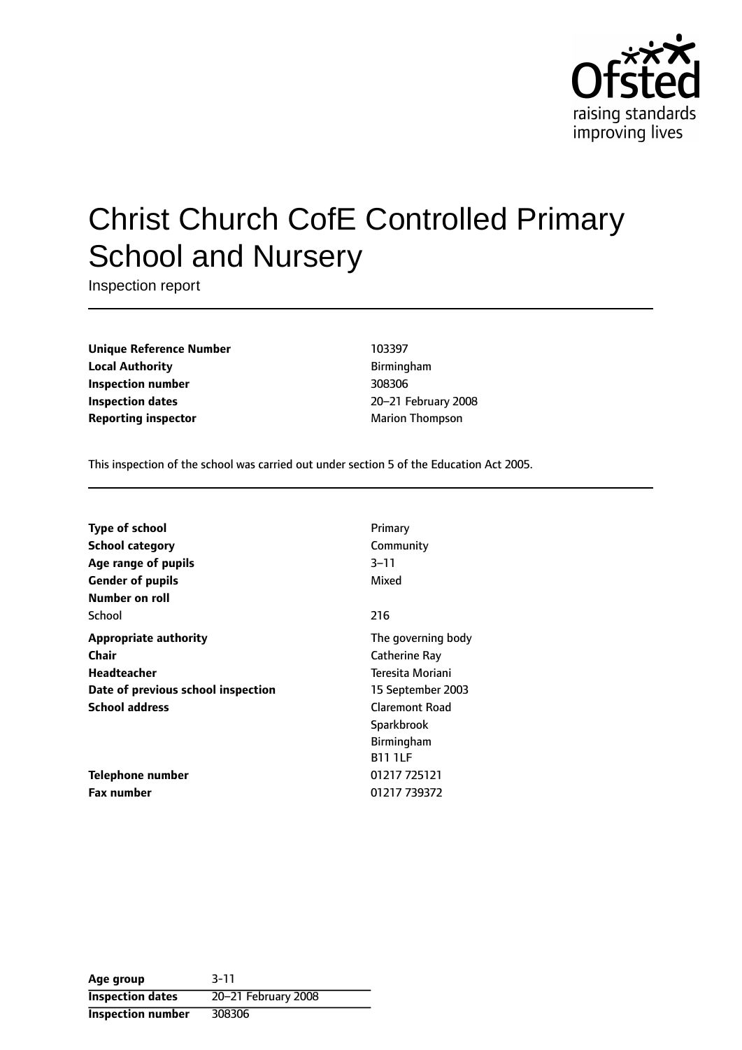# Christ Church CofE Controlled Primary School and Nursery

Inspection report

| | |
|---|---|
| **Unique Reference Number** | 103397 |
| **Local Authority** | Birmingham |
| **Inspection number** | 308306 |
| **Inspection dates** | 20–21 February 2008 |
| **Reporting inspector** | Marion Thompson |

This inspection of the school was carried out under section 5 of the Education Act 2005.

| | |
|---|---|
| **Type of school** | Primary |
| **School category** | Community |
| **Age range of pupils** | 3–11 |
| **Gender of pupils** | Mixed |
| **Number on roll** | |
| School | 216 |
| **Appropriate authority** | The governing body |
| **Chair** | Catherine Ray |
| **Headteacher** | Teresita Moriani |
| **Date of previous school inspection** | 15 September 2003 |
| **School address** | Claremont Road<br>Sparkbrook<br>Birmingham<br>B11 1LF |
| **Telephone number** | 01217 725121 |
| **Fax number** | 01217 739372 |

| **Age group** | 3-11 |
|---|---|
| **Inspection dates** | 20–21 February 2008 |
| **Inspection number** | 308306 |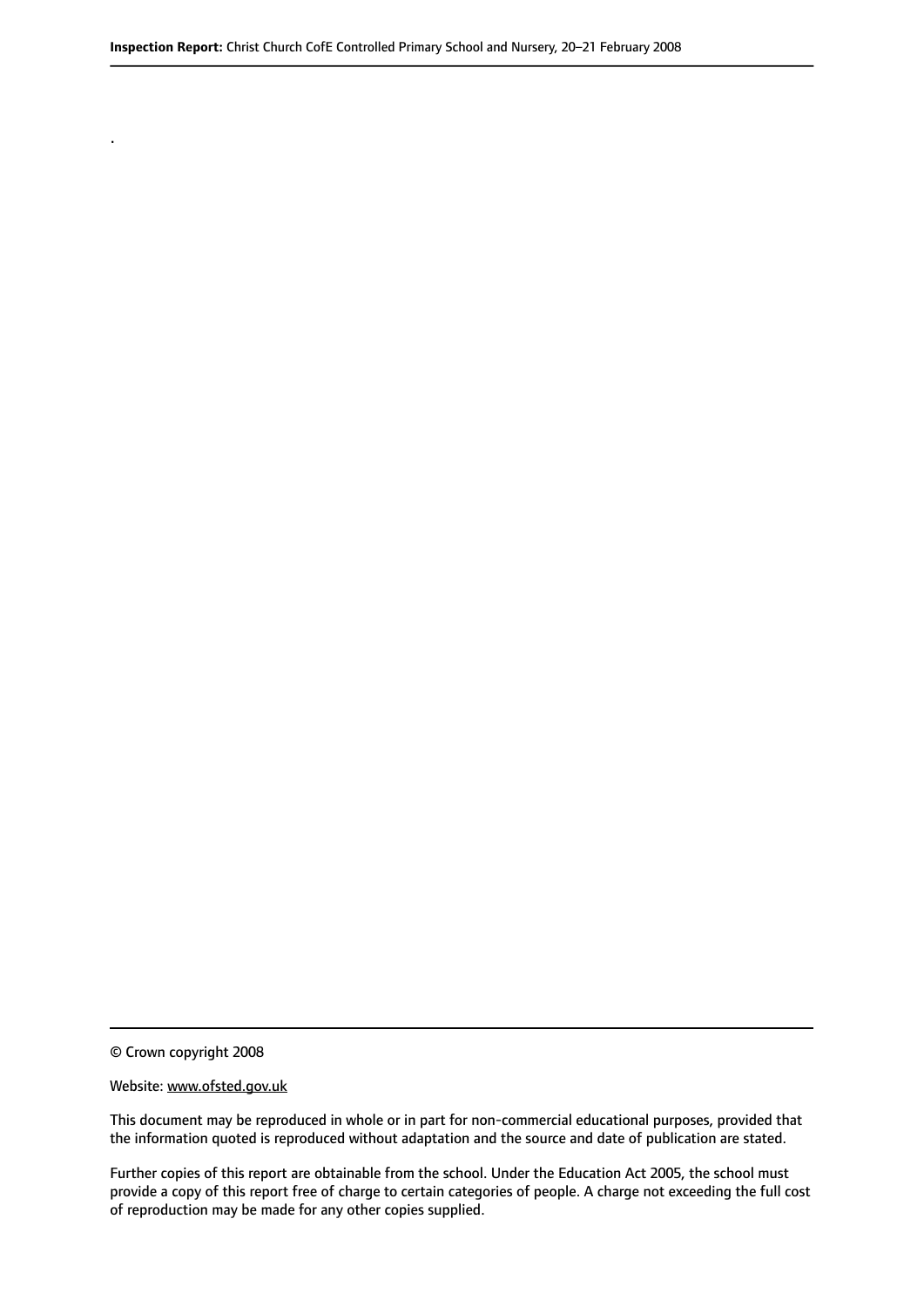.

© Crown copyright 2008

Website: www.ofsted.gov.uk

This document may be reproduced in whole or in part for non-commercial educational purposes, provided that the information quoted is reproduced without adaptation and the source and date of publication are stated.

Further copies of this report are obtainable from the school. Under the Education Act 2005, the school must provide a copy of this report free of charge to certain categories of people. A charge not exceeding the full cost of reproduction may be made for any other copies supplied.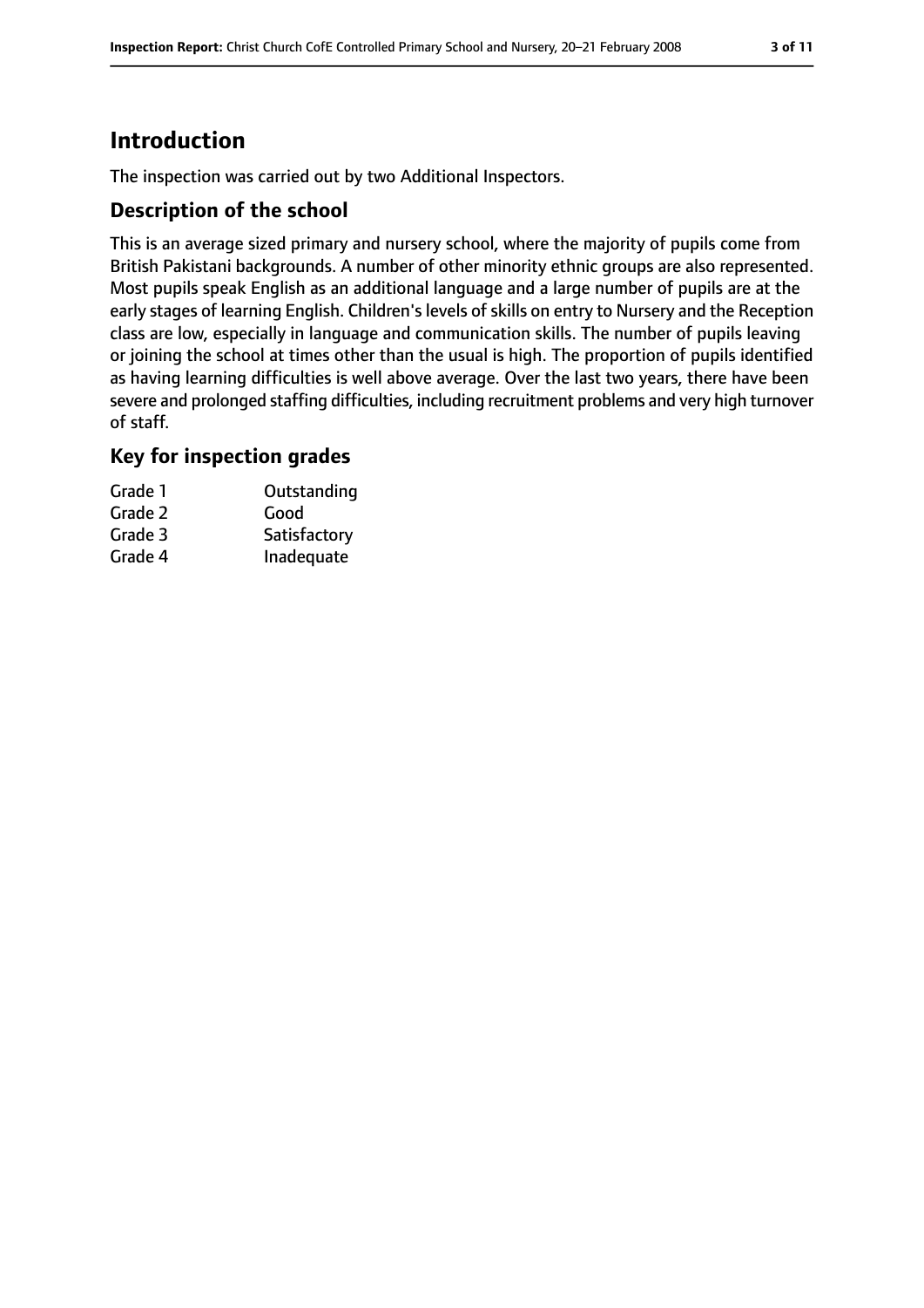# Introduction

The inspection was carried out by two Additional Inspectors.

## Description of the school

This is an average sized primary and nursery school, where the majority of pupils come from British Pakistani backgrounds. A number of other minority ethnic groups are also represented. Most pupils speak English as an additional language and a large number of pupils are at the early stages of learning English. Children's levels of skills on entry to Nursery and the Reception class are low, especially in language and communication skills. The number of pupils leaving or joining the school at times other than the usual is high. The proportion of pupils identified as having learning difficulties is well above average. Over the last two years, there have been severe and prolonged staffing difficulties, including recruitment problems and very high turnover of staff.

## Key for inspection grades

| | |
|---|---|
| Grade 1 | Outstanding |
| Grade 2 | Good |
| Grade 3 | Satisfactory |
| Grade 4 | Inadequate |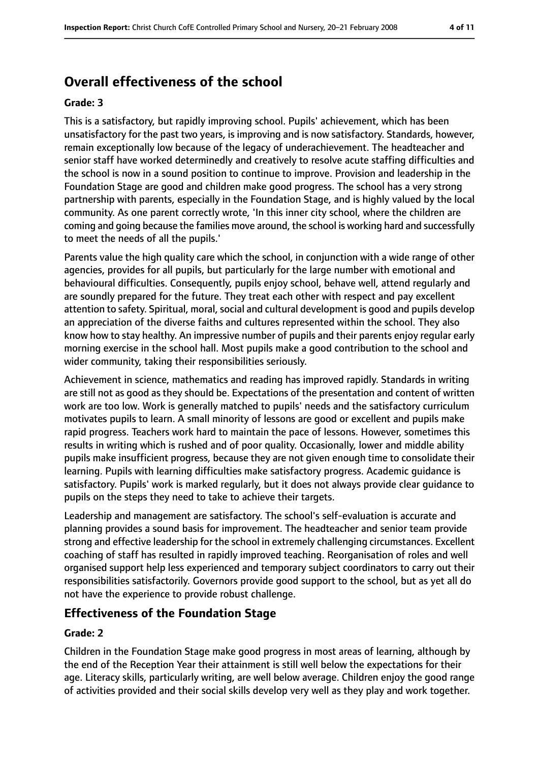## Overall effectiveness of the school

**Grade: 3**

This is a satisfactory, but rapidly improving school. Pupils' achievement, which has been unsatisfactory for the past two years, is improving and is now satisfactory. Standards, however, remain exceptionally low because of the legacy of underachievement. The headteacher and senior staff have worked determinedly and creatively to resolve acute staffing difficulties and the school is now in a sound position to continue to improve. Provision and leadership in the Foundation Stage are good and children make good progress. The school has a very strong partnership with parents, especially in the Foundation Stage, and is highly valued by the local community. As one parent correctly wrote, 'In this inner city school, where the children are coming and going because the families move around, the school is working hard and successfully to meet the needs of all the pupils.'

Parents value the high quality care which the school, in conjunction with a wide range of other agencies, provides for all pupils, but particularly for the large number with emotional and behavioural difficulties. Consequently, pupils enjoy school, behave well, attend regularly and are soundly prepared for the future. They treat each other with respect and pay excellent attention to safety. Spiritual, moral, social and cultural development is good and pupils develop an appreciation of the diverse faiths and cultures represented within the school. They also know how to stay healthy. An impressive number of pupils and their parents enjoy regular early morning exercise in the school hall. Most pupils make a good contribution to the school and wider community, taking their responsibilities seriously.

Achievement in science, mathematics and reading has improved rapidly. Standards in writing are still not as good as they should be. Expectations of the presentation and content of written work are too low. Work is generally matched to pupils' needs and the satisfactory curriculum motivates pupils to learn. A small minority of lessons are good or excellent and pupils make rapid progress. Teachers work hard to maintain the pace of lessons. However, sometimes this results in writing which is rushed and of poor quality. Occasionally, lower and middle ability pupils make insufficient progress, because they are not given enough time to consolidate their learning. Pupils with learning difficulties make satisfactory progress. Academic guidance is satisfactory. Pupils' work is marked regularly, but it does not always provide clear guidance to pupils on the steps they need to take to achieve their targets.

Leadership and management are satisfactory. The school's self-evaluation is accurate and planning provides a sound basis for improvement. The headteacher and senior team provide strong and effective leadership for the school in extremely challenging circumstances. Excellent coaching of staff has resulted in rapidly improved teaching. Reorganisation of roles and well organised support help less experienced and temporary subject coordinators to carry out their responsibilities satisfactorily. Governors provide good support to the school, but as yet all do not have the experience to provide robust challenge.

### Effectiveness of the Foundation Stage

**Grade: 2**

Children in the Foundation Stage make good progress in most areas of learning, although by the end of the Reception Year their attainment is still well below the expectations for their age. Literacy skills, particularly writing, are well below average. Children enjoy the good range of activities provided and their social skills develop very well as they play and work together.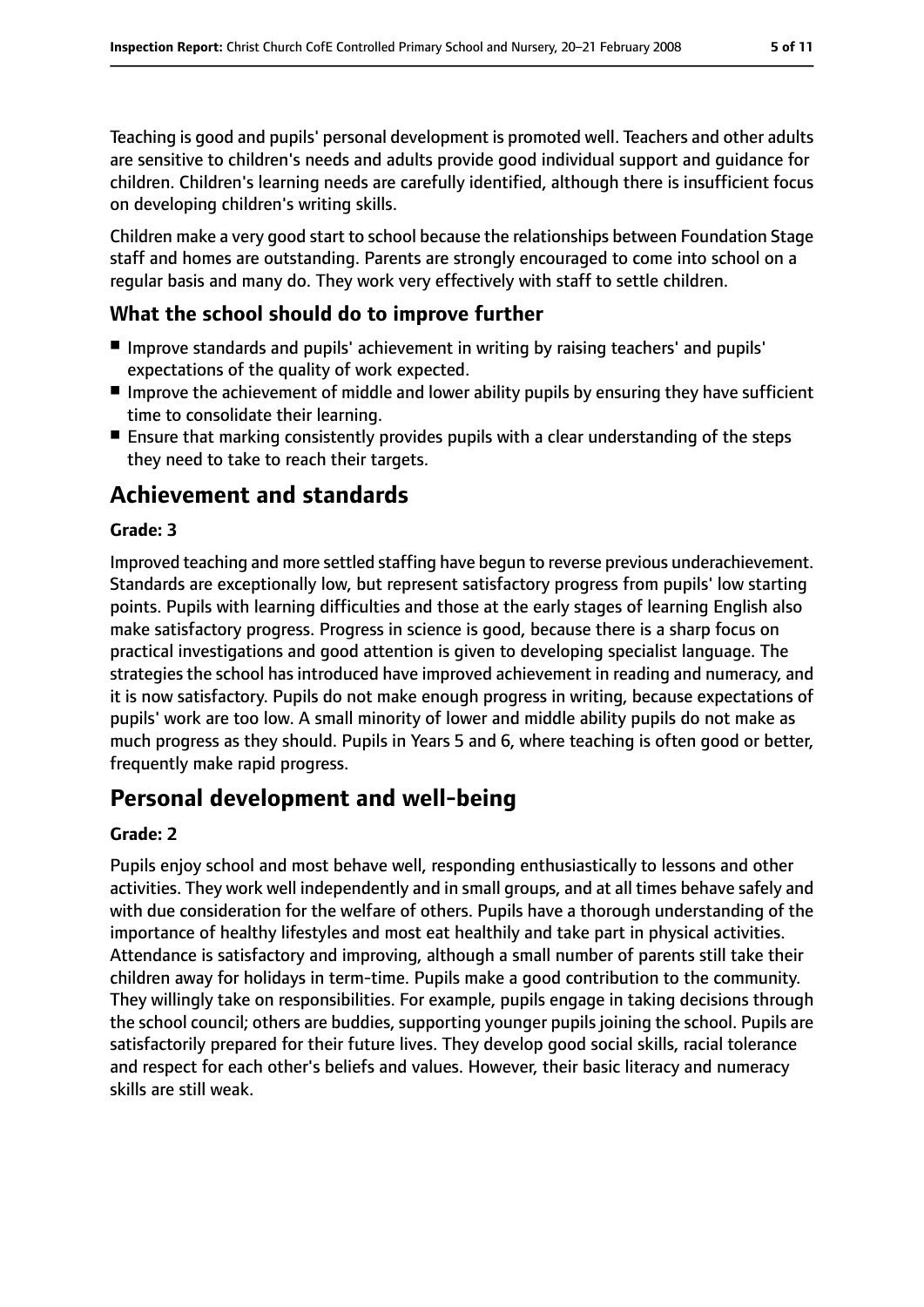Teaching is good and pupils' personal development is promoted well. Teachers and other adults are sensitive to children's needs and adults provide good individual support and guidance for children. Children's learning needs are carefully identified, although there is insufficient focus on developing children's writing skills.

Children make a very good start to school because the relationships between Foundation Stage staff and homes are outstanding. Parents are strongly encouraged to come into school on a regular basis and many do. They work very effectively with staff to settle children.

### What the school should do to improve further

- Improve standards and pupils' achievement in writing by raising teachers' and pupils' expectations of the quality of work expected.
- Improve the achievement of middle and lower ability pupils by ensuring they have sufficient time to consolidate their learning.
- Ensure that marking consistently provides pupils with a clear understanding of the steps they need to take to reach their targets.

## Achievement and standards

**Grade: 3**

Improved teaching and more settled staffing have begun to reverse previous underachievement. Standards are exceptionally low, but represent satisfactory progress from pupils' low starting points. Pupils with learning difficulties and those at the early stages of learning English also make satisfactory progress. Progress in science is good, because there is a sharp focus on practical investigations and good attention is given to developing specialist language. The strategies the school has introduced have improved achievement in reading and numeracy, and it is now satisfactory. Pupils do not make enough progress in writing, because expectations of pupils' work are too low. A small minority of lower and middle ability pupils do not make as much progress as they should. Pupils in Years 5 and 6, where teaching is often good or better, frequently make rapid progress.

## Personal development and well-being

**Grade: 2**

Pupils enjoy school and most behave well, responding enthusiastically to lessons and other activities. They work well independently and in small groups, and at all times behave safely and with due consideration for the welfare of others. Pupils have a thorough understanding of the importance of healthy lifestyles and most eat healthily and take part in physical activities. Attendance is satisfactory and improving, although a small number of parents still take their children away for holidays in term-time. Pupils make a good contribution to the community. They willingly take on responsibilities. For example, pupils engage in taking decisions through the school council; others are buddies, supporting younger pupils joining the school. Pupils are satisfactorily prepared for their future lives. They develop good social skills, racial tolerance and respect for each other's beliefs and values. However, their basic literacy and numeracy skills are still weak.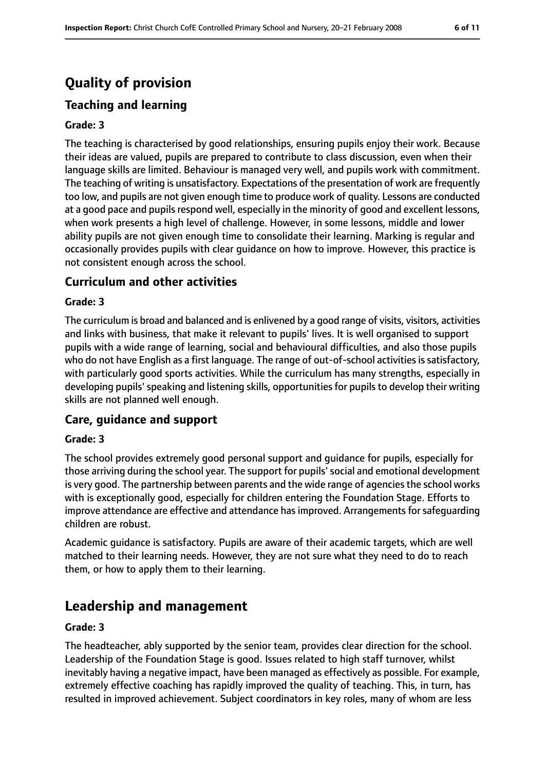# Quality of provision

## Teaching and learning

**Grade: 3**

The teaching is characterised by good relationships, ensuring pupils enjoy their work. Because their ideas are valued, pupils are prepared to contribute to class discussion, even when their language skills are limited. Behaviour is managed very well, and pupils work with commitment. The teaching of writing is unsatisfactory. Expectations of the presentation of work are frequently too low, and pupils are not given enough time to produce work of quality. Lessons are conducted at a good pace and pupils respond well, especially in the minority of good and excellent lessons, when work presents a high level of challenge. However, in some lessons, middle and lower ability pupils are not given enough time to consolidate their learning. Marking is regular and occasionally provides pupils with clear guidance on how to improve. However, this practice is not consistent enough across the school.

## Curriculum and other activities

**Grade: 3**

The curriculum is broad and balanced and is enlivened by a good range of visits, visitors, activities and links with business, that make it relevant to pupils' lives. It is well organised to support pupils with a wide range of learning, social and behavioural difficulties, and also those pupils who do not have English as a first language. The range of out-of-school activities is satisfactory, with particularly good sports activities. While the curriculum has many strengths, especially in developing pupils' speaking and listening skills, opportunities for pupils to develop their writing skills are not planned well enough.

## Care, guidance and support

**Grade: 3**

The school provides extremely good personal support and guidance for pupils, especially for those arriving during the school year. The support for pupils' social and emotional development is very good. The partnership between parents and the wide range of agencies the school works with is exceptionally good, especially for children entering the Foundation Stage. Efforts to improve attendance are effective and attendance has improved. Arrangements for safeguarding children are robust.

Academic guidance is satisfactory. Pupils are aware of their academic targets, which are well matched to their learning needs. However, they are not sure what they need to do to reach them, or how to apply them to their learning.

# Leadership and management

**Grade: 3**

The headteacher, ably supported by the senior team, provides clear direction for the school. Leadership of the Foundation Stage is good. Issues related to high staff turnover, whilst inevitably having a negative impact, have been managed as effectively as possible. For example, extremely effective coaching has rapidly improved the quality of teaching. This, in turn, has resulted in improved achievement. Subject coordinators in key roles, many of whom are less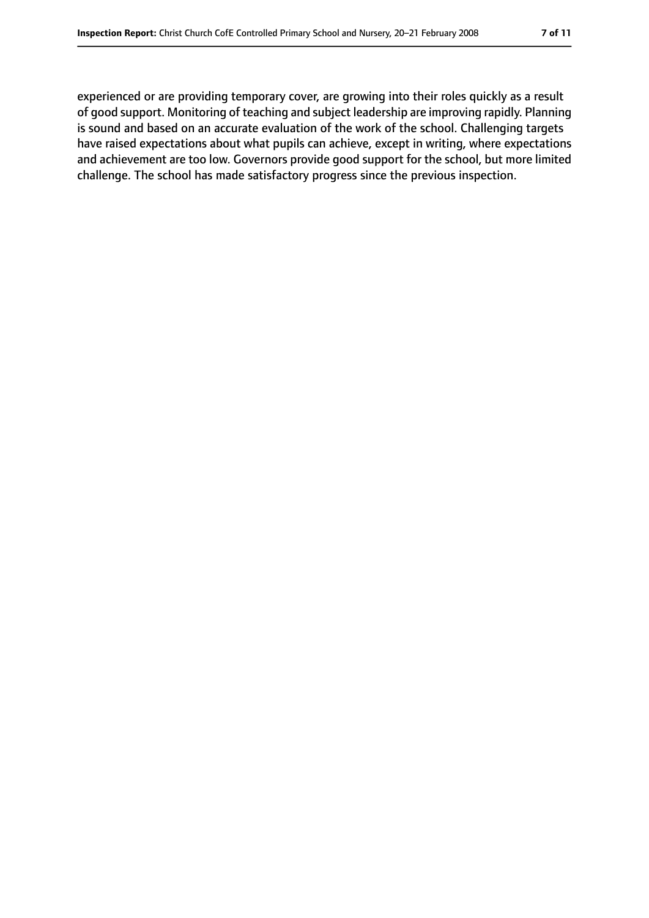experienced or are providing temporary cover, are growing into their roles quickly as a result of good support. Monitoring of teaching and subject leadership are improving rapidly. Planning is sound and based on an accurate evaluation of the work of the school. Challenging targets have raised expectations about what pupils can achieve, except in writing, where expectations and achievement are too low. Governors provide good support for the school, but more limited challenge. The school has made satisfactory progress since the previous inspection.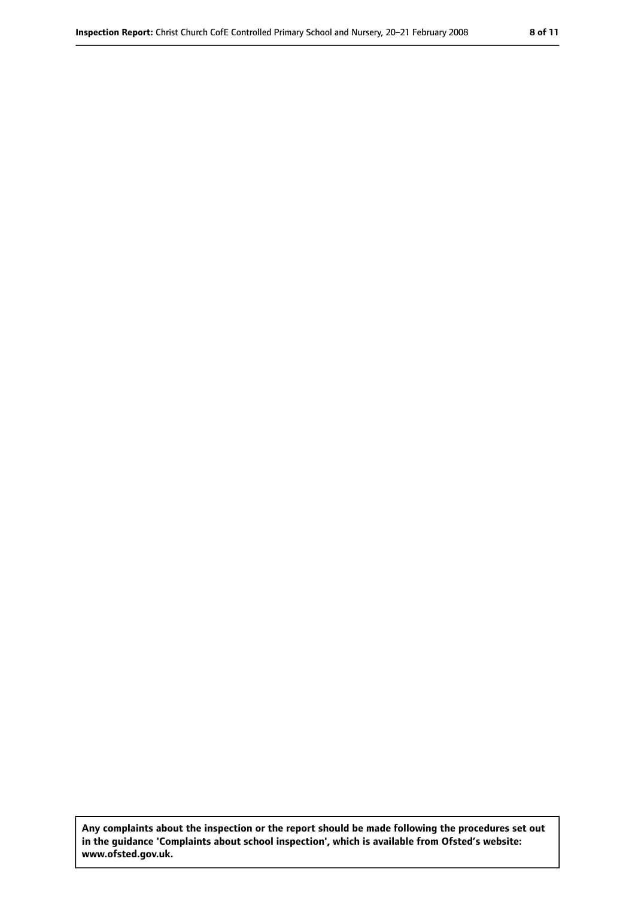**Any complaints about the inspection or the report should be made following the procedures set out in the guidance 'Complaints about school inspection', which is available from Ofsted's website: www.ofsted.gov.uk.**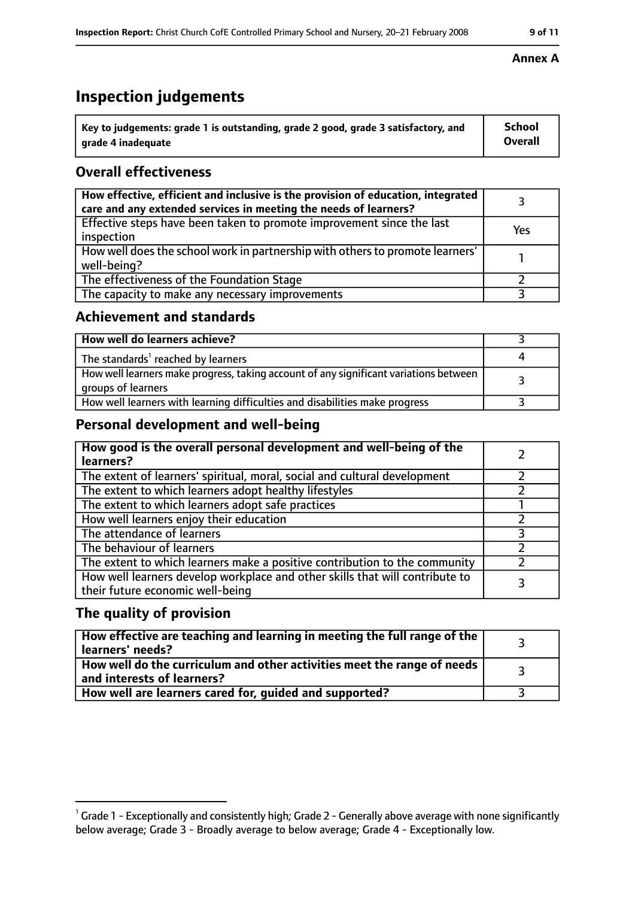**Annex A**

# Inspection judgements

| Key to judgements: grade 1 is outstanding, grade 2 good, grade 3 satisfactory, and grade 4 inadequate | School Overall |
|---|---|

## Overall effectiveness

| | |
|---|---|
| **How effective, efficient and inclusive is the provision of education, integrated care and any extended services in meeting the needs of learners?** | 3 |
| Effective steps have been taken to promote improvement since the last inspection | Yes |
| How well does the school work in partnership with others to promote learners' well-being? | 1 |
| The effectiveness of the Foundation Stage | 2 |
| The capacity to make any necessary improvements | 3 |

## Achievement and standards

| | |
|---|---|
| **How well do learners achieve?** | 3 |
| The standards[1] reached by learners | 4 |
| How well learners make progress, taking account of any significant variations between groups of learners | 3 |
| How well learners with learning difficulties and disabilities make progress | 3 |

## Personal development and well-being

| | |
|---|---|
| **How good is the overall personal development and well-being of the learners?** | 2 |
| The extent of learners' spiritual, moral, social and cultural development | 2 |
| The extent to which learners adopt healthy lifestyles | 2 |
| The extent to which learners adopt safe practices | 1 |
| How well learners enjoy their education | 2 |
| The attendance of learners | 3 |
| The behaviour of learners | 2 |
| The extent to which learners make a positive contribution to the community | 2 |
| How well learners develop workplace and other skills that will contribute to their future economic well-being | 3 |

## The quality of provision

| | |
|---|---|
| **How effective are teaching and learning in meeting the full range of the learners' needs?** | 3 |
| **How well do the curriculum and other activities meet the range of needs and interests of learners?** | 3 |
| **How well are learners cared for, guided and supported?** | 3 |

[1] Grade 1 - Exceptionally and consistently high; Grade 2 - Generally above average with none significantly below average; Grade 3 - Broadly average to below average; Grade 4 - Exceptionally low.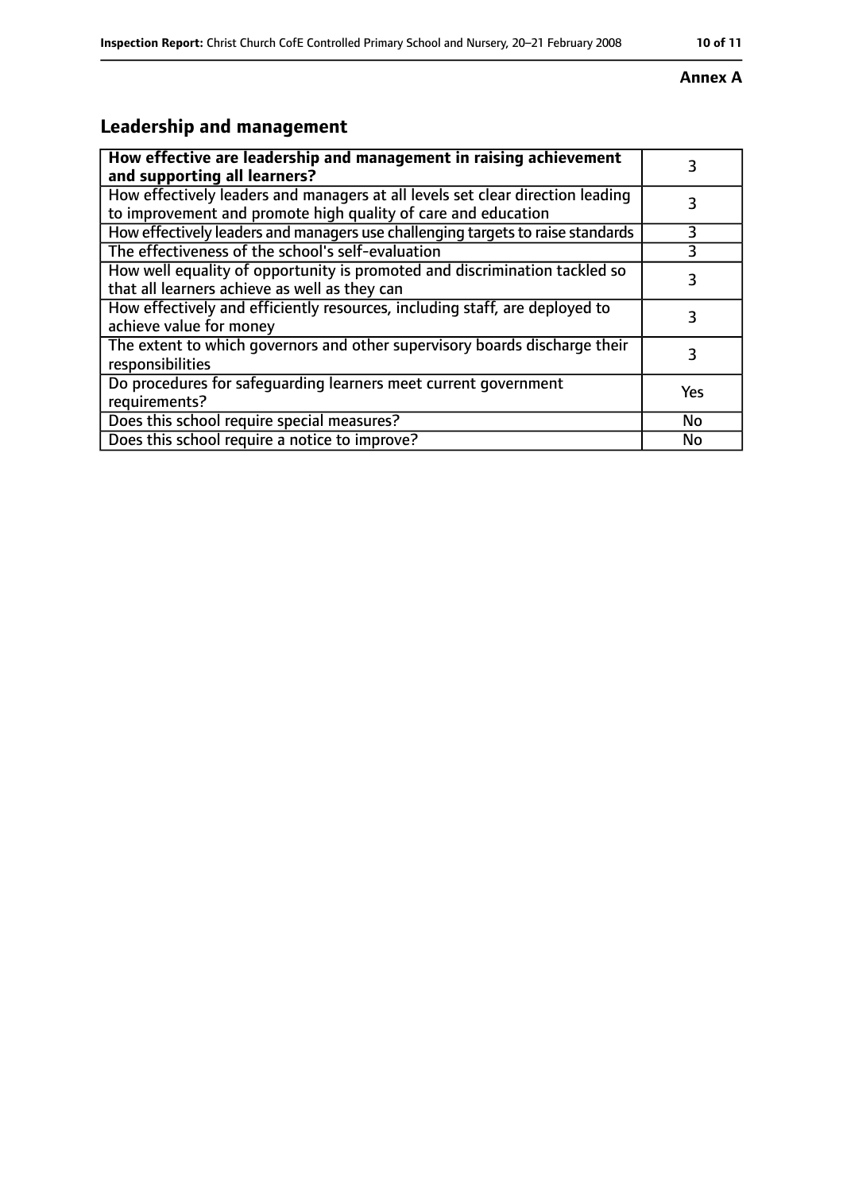**Annex A**

## Leadership and management

| **How effective are leadership and management in raising achievement and supporting all learners?** | 3 |
|---|---|
| How effectively leaders and managers at all levels set clear direction leading to improvement and promote high quality of care and education | 3 |
| How effectively leaders and managers use challenging targets to raise standards | 3 |
| The effectiveness of the school's self-evaluation | 3 |
| How well equality of opportunity is promoted and discrimination tackled so that all learners achieve as well as they can | 3 |
| How effectively and efficiently resources, including staff, are deployed to achieve value for money | 3 |
| The extent to which governors and other supervisory boards discharge their responsibilities | 3 |
| Do procedures for safeguarding learners meet current government requirements? | Yes |
| Does this school require special measures? | No |
| Does this school require a notice to improve? | No |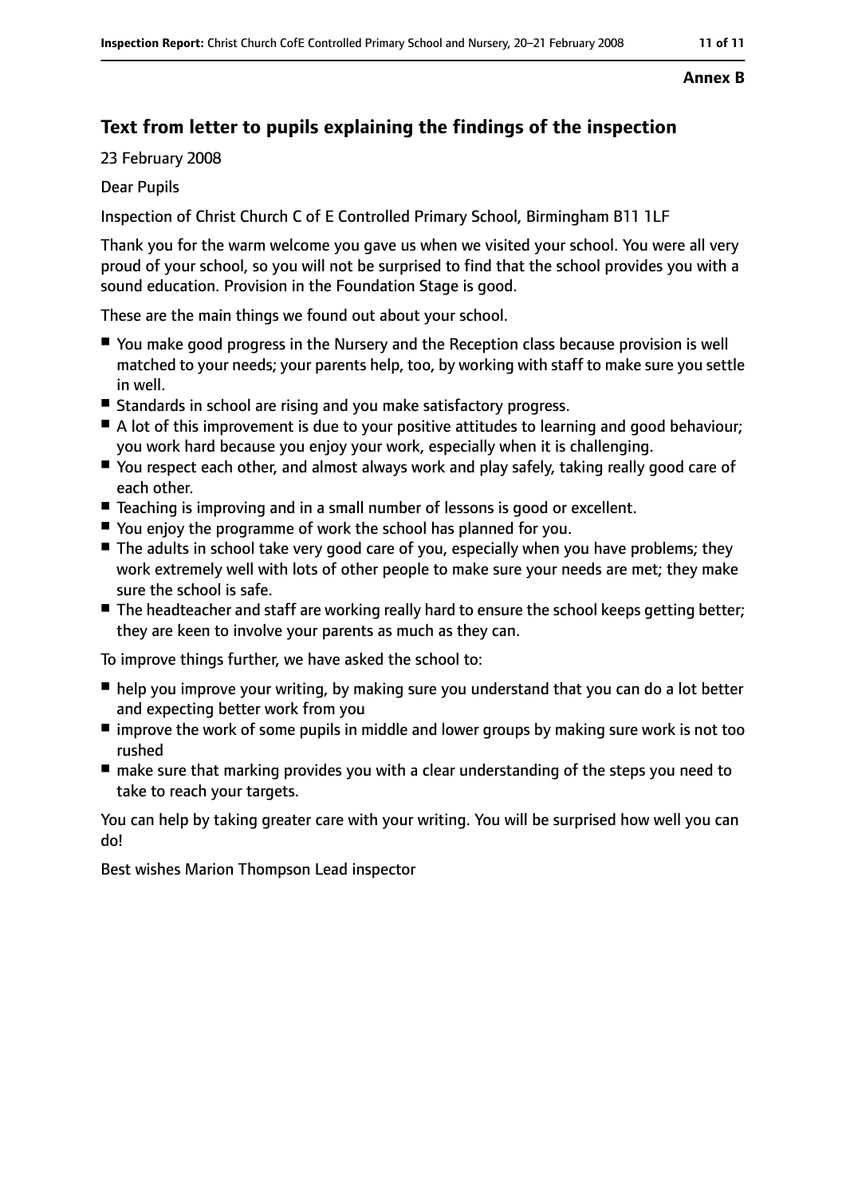**Annex B**

## Text from letter to pupils explaining the findings of the inspection

23 February 2008

Dear Pupils

Inspection of Christ Church C of E Controlled Primary School, Birmingham B11 1LF

Thank you for the warm welcome you gave us when we visited your school. You were all very proud of your school, so you will not be surprised to find that the school provides you with a sound education. Provision in the Foundation Stage is good.

These are the main things we found out about your school.

- You make good progress in the Nursery and the Reception class because provision is well matched to your needs; your parents help, too, by working with staff to make sure you settle in well.
- Standards in school are rising and you make satisfactory progress.
- A lot of this improvement is due to your positive attitudes to learning and good behaviour; you work hard because you enjoy your work, especially when it is challenging.
- You respect each other, and almost always work and play safely, taking really good care of each other.
- Teaching is improving and in a small number of lessons is good or excellent.
- You enjoy the programme of work the school has planned for you.
- The adults in school take very good care of you, especially when you have problems; they work extremely well with lots of other people to make sure your needs are met; they make sure the school is safe.
- The headteacher and staff are working really hard to ensure the school keeps getting better; they are keen to involve your parents as much as they can.

To improve things further, we have asked the school to:

- help you improve your writing, by making sure you understand that you can do a lot better and expecting better work from you
- improve the work of some pupils in middle and lower groups by making sure work is not too rushed
- make sure that marking provides you with a clear understanding of the steps you need to take to reach your targets.

You can help by taking greater care with your writing. You will be surprised how well you can do!

Best wishes Marion Thompson Lead inspector